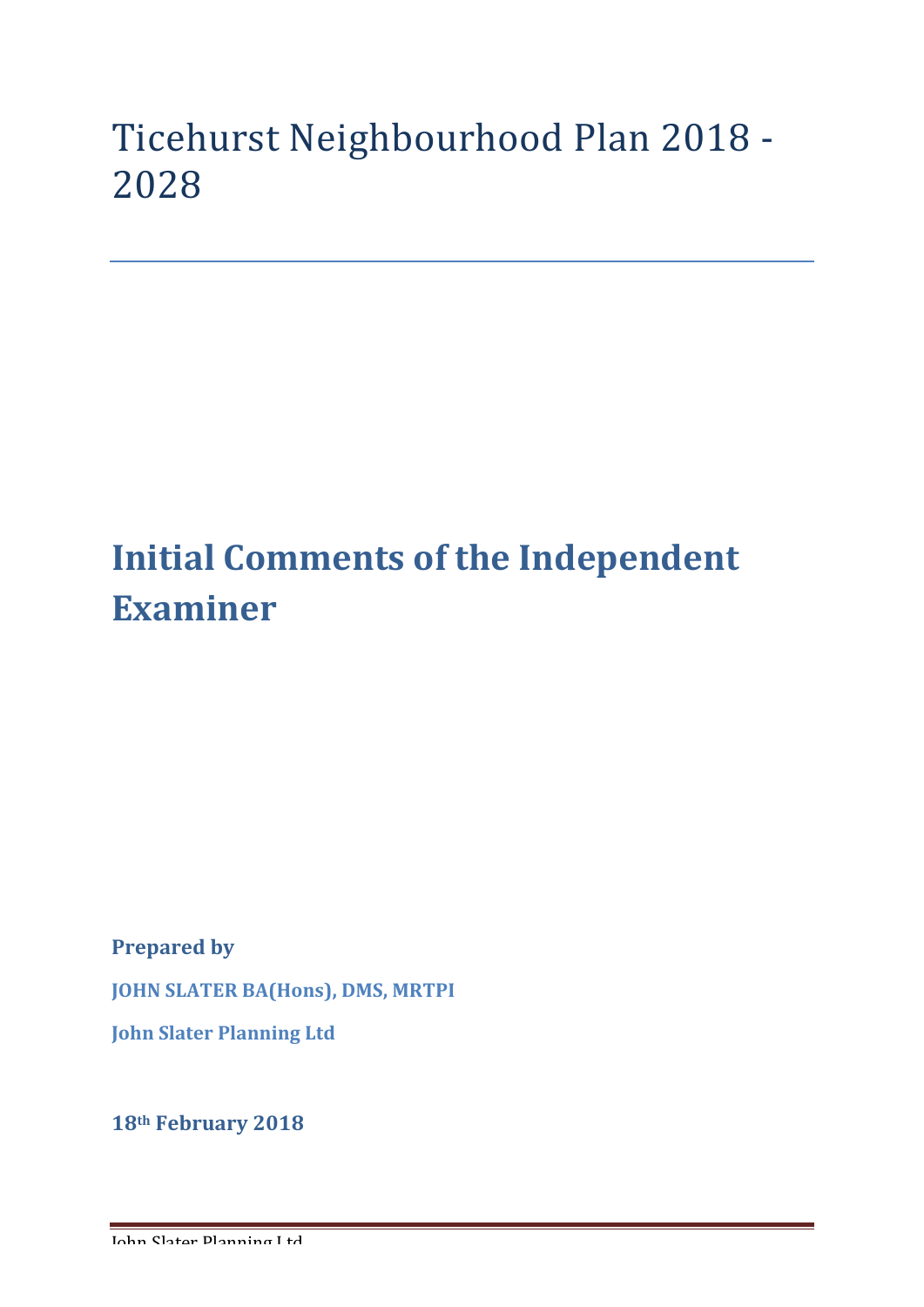# Ticehurst Neighbourhood Plan 2018 - 2028

## Initial Comments of the Independent Examiner

**Prepared by**

**JOHN SLATER BA(Hons), DMS, MRTPI**

**John Slater Planning Ltd**

**18th February 2018**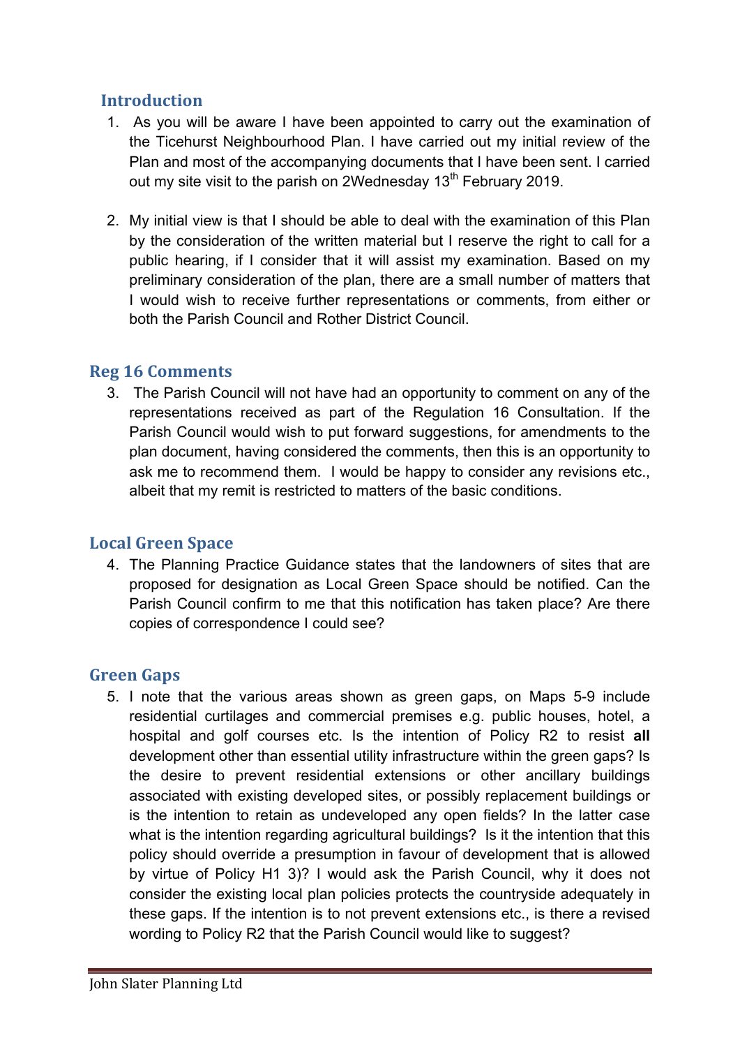## Introduction

1. As you will be aware I have been appointed to carry out the examination of the Ticehurst Neighbourhood Plan. I have carried out my initial review of the Plan and most of the accompanying documents that I have been sent. I carried out my site visit to the parish on 2Wednesday 13th February 2019.

2. My initial view is that I should be able to deal with the examination of this Plan by the consideration of the written material but I reserve the right to call for a public hearing, if I consider that it will assist my examination. Based on my preliminary consideration of the plan, there are a small number of matters that I would wish to receive further representations or comments, from either or both the Parish Council and Rother District Council.

## Reg 16 Comments

3. The Parish Council will not have had an opportunity to comment on any of the representations received as part of the Regulation 16 Consultation. If the Parish Council would wish to put forward suggestions, for amendments to the plan document, having considered the comments, then this is an opportunity to ask me to recommend them. I would be happy to consider any revisions etc., albeit that my remit is restricted to matters of the basic conditions.

## Local Green Space

4. The Planning Practice Guidance states that the landowners of sites that are proposed for designation as Local Green Space should be notified. Can the Parish Council confirm to me that this notification has taken place? Are there copies of correspondence I could see?

## Green Gaps

5. I note that the various areas shown as green gaps, on Maps 5-9 include residential curtilages and commercial premises e.g. public houses, hotel, a hospital and golf courses etc. Is the intention of Policy R2 to resist **all** development other than essential utility infrastructure within the green gaps? Is the desire to prevent residential extensions or other ancillary buildings associated with existing developed sites, or possibly replacement buildings or is the intention to retain as undeveloped any open fields? In the latter case what is the intention regarding agricultural buildings? Is it the intention that this policy should override a presumption in favour of development that is allowed by virtue of Policy H1 3)? I would ask the Parish Council, why it does not consider the existing local plan policies protects the countryside adequately in these gaps. If the intention is to not prevent extensions etc., is there a revised wording to Policy R2 that the Parish Council would like to suggest?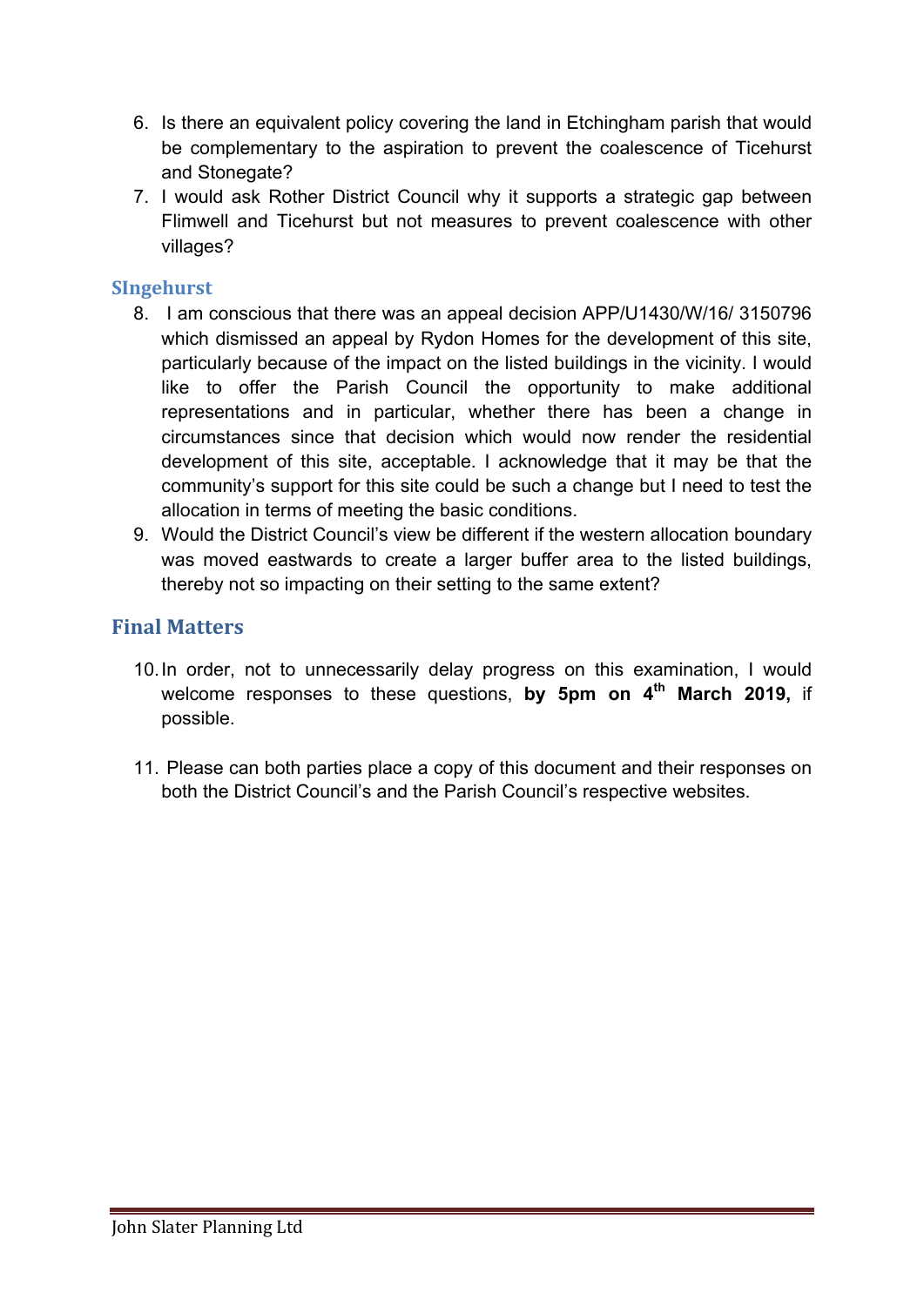6. Is there an equivalent policy covering the land in Etchingham parish that would be complementary to the aspiration to prevent the coalescence of Ticehurst and Stonegate?
7. I would ask Rother District Council why it supports a strategic gap between Flimwell and Ticehurst but not measures to prevent coalescence with other villages?

### SIngehurst

8. I am conscious that there was an appeal decision APP/U1430/W/16/ 3150796 which dismissed an appeal by Rydon Homes for the development of this site, particularly because of the impact on the listed buildings in the vicinity. I would like to offer the Parish Council the opportunity to make additional representations and in particular, whether there has been a change in circumstances since that decision which would now render the residential development of this site, acceptable. I acknowledge that it may be that the community's support for this site could be such a change but I need to test the allocation in terms of meeting the basic conditions.
9. Would the District Council's view be different if the western allocation boundary was moved eastwards to create a larger buffer area to the listed buildings, thereby not so impacting on their setting to the same extent?

## Final Matters

10. In order, not to unnecessarily delay progress on this examination, I would welcome responses to these questions, **by 5pm on 4th March 2019,** if possible.

11. Please can both parties place a copy of this document and their responses on both the District Council's and the Parish Council's respective websites.